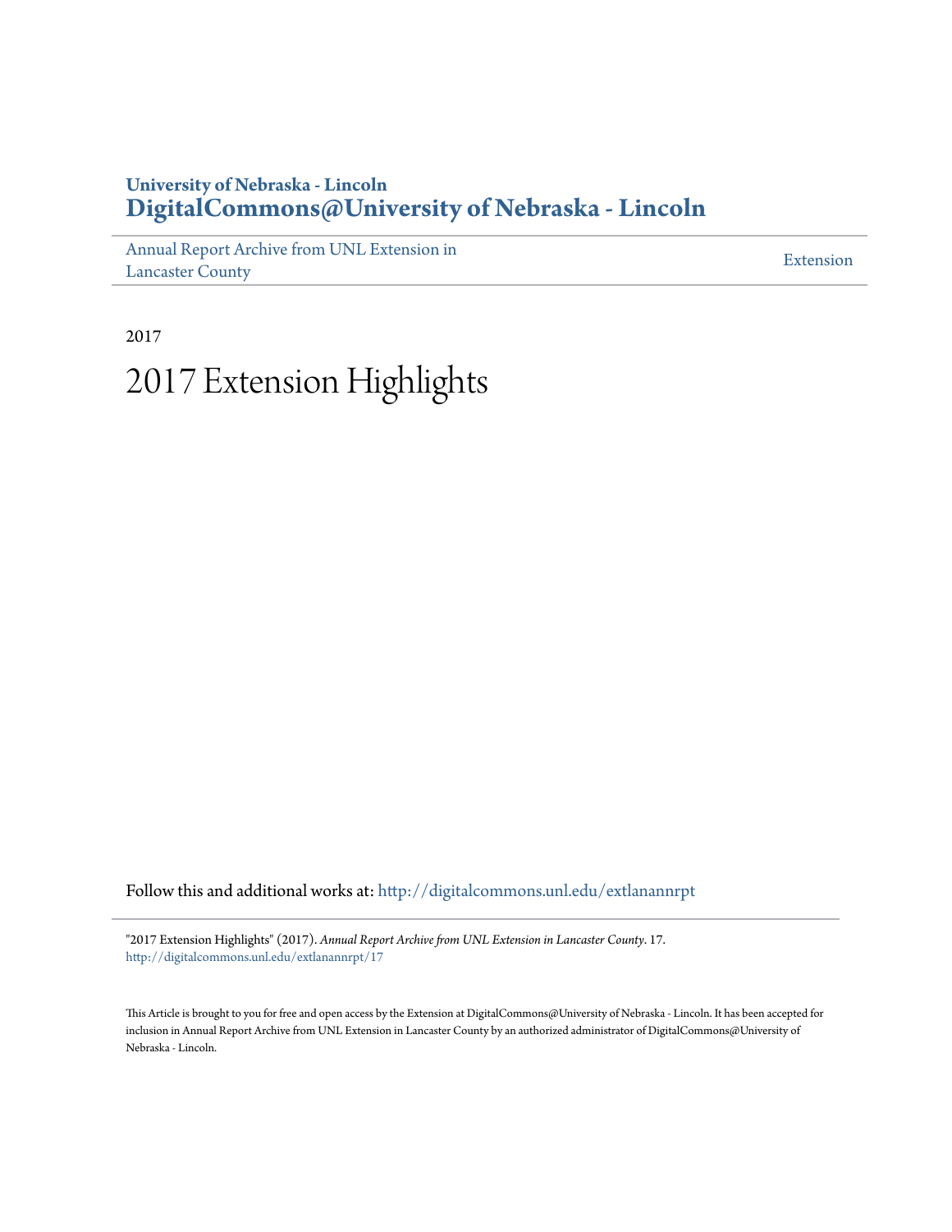**University of Nebraska - Lincoln**
**DigitalCommons@University of Nebraska - Lincoln**

Annual Report Archive from UNL Extension in Lancaster County

Extension

2017

# 2017 Extension Highlights

Follow this and additional works at: http://digitalcommons.unl.edu/extlanannrpt

"2017 Extension Highlights" (2017). *Annual Report Archive from UNL Extension in Lancaster County*. 17.
http://digitalcommons.unl.edu/extlanannrpt/17

This Article is brought to you for free and open access by the Extension at DigitalCommons@University of Nebraska - Lincoln. It has been accepted for inclusion in Annual Report Archive from UNL Extension in Lancaster County by an authorized administrator of DigitalCommons@University of Nebraska - Lincoln.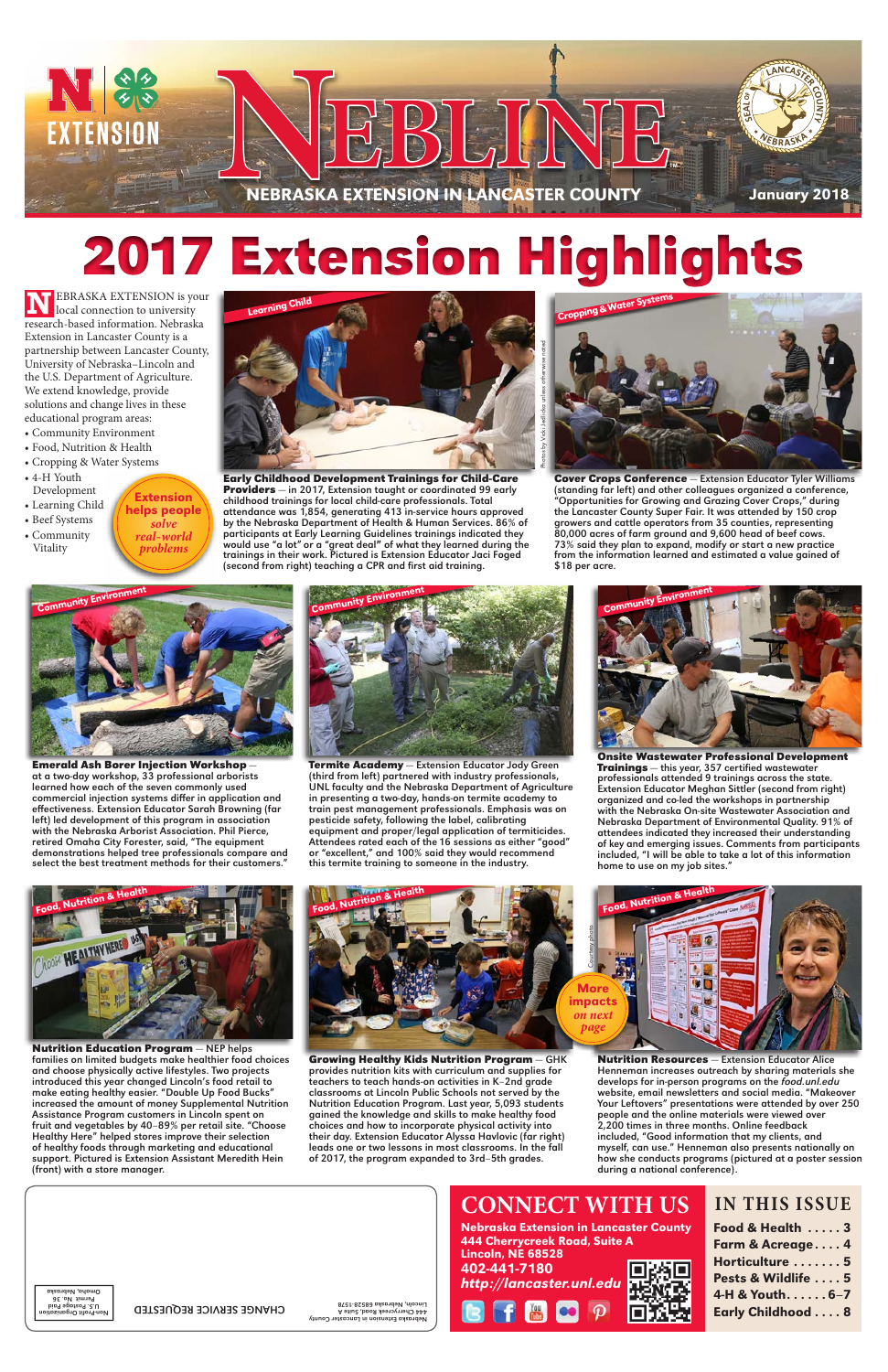# NEBLINE

NEBRASKA EXTENSION IN LANCASTER COUNTY

January 2018

# 2017 Extension Highlights

NEBRASKA EXTENSION is your local connection to university research-based information. Nebraska Extension in Lancaster County is a partnership between Lancaster County, University of Nebraska–Lincoln and the U.S. Department of Agriculture. We extend knowledge, provide solutions and change lives in these educational program areas:

- Community Environment
- Food, Nutrition & Health
- Cropping & Water Systems
- 4-H Youth Development
- Learning Child
- Beef Systems
- Community Vitality

**Extension helps people *solve real-world problems***

Learning Child

**Early Childhood Development Trainings for Child-Care Providers** — in 2017, Extension taught or coordinated 99 early childhood trainings for local child-care professionals. Total attendance was 1,854, generating 413 in-service hours approved by the Nebraska Department of Health & Human Services. 86% of participants at Early Learning Guidelines trainings indicated they would use "a lot" or a "great deal" of what they learned during the trainings in their work. Pictured is Extension Educator Jaci Foged (second from right) teaching a CPR and first aid training.

Photos by Vicki Jedlicka unless otherwise noted

Cropping & Water Systems

**Cover Crops Conference** — Extension Educator Tyler Williams (standing far left) and other colleagues organized a conference, "Opportunities for Growing and Grazing Cover Crops," during the Lancaster County Super Fair. It was attended by 150 crop growers and cattle operators from 35 counties, representing 80,000 acres of farm ground and 9,600 head of beef cows. 73% said they plan to expand, modify or start a new practice from the information learned and estimated a value gained of $18 per acre.

Community Environment

**Emerald Ash Borer Injection Workshop** — at a two-day workshop, 33 professional arborists learned how each of the seven commonly used commercial injection systems differ in application and effectiveness. Extension Educator Sarah Browning (far left) led development of this program in association with the Nebraska Arborist Association. Phil Pierce, retired Omaha City Forester, said, "The equipment demonstrations helped tree professionals compare and select the best treatment methods for their customers."

Community Environment

**Termite Academy** — Extension Educator Jody Green (third from left) partnered with industry professionals, UNL faculty and the Nebraska Department of Agriculture in presenting a two-day, hands-on termite academy to train pest management professionals. Emphasis was on pesticide safety, following the label, calibrating equipment and proper/legal application of termiticides. Attendees rated each of the 16 sessions as either "good" or "excellent," and 100% said they would recommend this termite training to someone in the industry.

Community Environment

**Onsite Wastewater Professional Development Trainings** — this year, 357 certified wastewater professionals attended 9 trainings across the state. Extension Educator Meghan Sittler (second from right) organized and co-led the workshops in partnership with the Nebraska On-site Wastewater Association and Nebraska Department of Environmental Quality. 91% of attendees indicated they increased their understanding of key and emerging issues. Comments from participants included, "I will be able to take a lot of this information home to use on my job sites."

Food, Nutrition & Health

**Nutrition Education Program** — NEP helps families on limited budgets make healthier food choices and choose physically active lifestyles. Two projects introduced this year changed Lincoln's food retail to make eating healthy easier. "Double Up Food Bucks" increased the amount of money Supplemental Nutrition Assistance Program customers in Lincoln spent on fruit and vegetables by 40–89% per retail site. "Choose Healthy Here" helped stores improve their selection of healthy foods through marketing and educational support. Pictured is Extension Assistant Meredith Hein (front) with a store manager.

Food, Nutrition & Health

**Growing Healthy Kids Nutrition Program** — GHK provides nutrition kits with curriculum and supplies for teachers to teach hands-on activities in K–2nd grade classrooms at Lincoln Public Schools not served by the Nutrition Education Program. Last year, 5,093 students gained the knowledge and skills to make healthy food choices and how to incorporate physical activity into their day. Extension Educator Alyssa Havlovic (far right) leads one or two lessons in most classrooms. In the fall of 2017, the program expanded to 3rd–5th grades.

**More impacts *on next page***

Food, Nutrition & Health

Courtesy photo

**Nutrition Resources** — Extension Educator Alice Henneman increases outreach by sharing materials she develops for in-person programs on the *food.unl.edu* website, email newsletters and social media. "Makeover Your Leftovers" presentations were attended by over 250 people and the online materials were viewed over 2,200 times in three months. Online feedback included, "Good information that my clients, and myself, can use." Henneman also presents nationally on how she conducts programs (pictured at a poster session during a national conference).

Nebraska Extension in Lancaster County
444 Cherrycreek Road, Suite A
Lincoln, Nebraska 68528-1578

CHANGE SERVICE REQUESTED

Non-Profit Organization
U.S. Postage Paid
Permit No. 36
Omaha, Nebraska

## CONNECT WITH US

**Nebraska Extension in Lancaster County**
**444 Cherrycreek Road, Suite A**
**Lincoln, NE 68528**
**402-441-7180**
***http://lancaster.unl.edu***

## IN THIS ISSUE

- Food & Health . . . . . 3
- Farm & Acreage . . . . 4
- Horticulture . . . . . . . 5
- Pests & Wildlife . . . . 5
- 4-H & Youth. . . . . . 6–7
- Early Childhood . . . . 8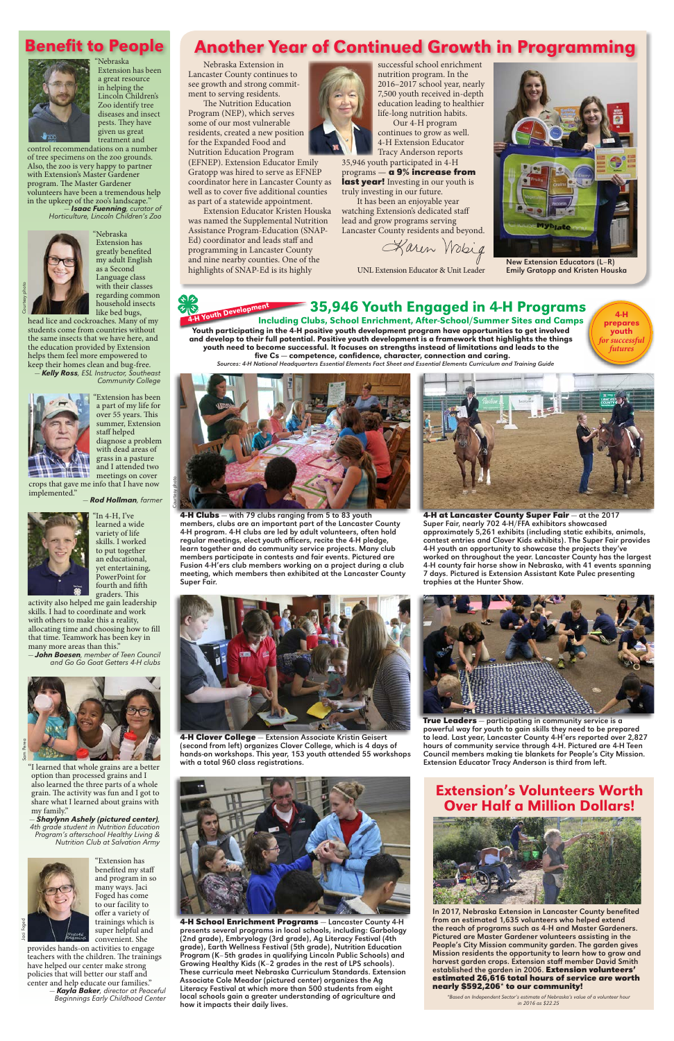## Benefit to People

"Nebraska Extension has been a great resource in helping the Lincoln Children's Zoo identify tree diseases and insect pests. They have given us great treatment and control recommendations on a number of tree specimens on the zoo grounds. Also, the zoo is very happy to partner with Extension's Master Gardener program. The Master Gardener volunteers have been a tremendous help in the upkeep of the zoo's landscape."
— ***Isaac Fuenning****, curator of Horticulture, Lincoln Children's Zoo*

"Nebraska Extension has greatly benefited my adult English as a Second Language class with their classes regarding common household insects like bed bugs, head lice and cockroaches. Many of my students come from countries without the same insects that we have here, and the education provided by Extension helps them feel more empowered to keep their homes clean and bug-free."
— ***Kelly Ross****, ESL Instructor, Southeast Community College*

"Extension has been a part of my life for over 55 years. This summer, Extension staff helped diagnose a problem with dead areas of grass in a pasture and I attended two meetings on cover crops that gave me info that I have now implemented."
— ***Rod Hollman****, farmer*

"In 4-H, I've learned a wide variety of life skills. I worked to put together an educational, yet entertaining, PowerPoint for fourth and fifth graders. This activity also helped me gain leadership skills. I had to coordinate and work with others to make this a reality, allocating time and choosing how to fill that time. Teamwork has been key in many more areas than this."
— ***John Boesen****, member of Teen Council and Go Go Goat Getters 4-H clubs*

"I learned that whole grains are a better option than processed grains and I also learned the three parts of a whole grain. The activity was fun and I got to share what I learned about grains with my family."
— ***Shaylynn Ashely (pictured center)****, 4th grade student in Nutrition Education Program's afterschool Healthy Living & Nutrition Club at Salvation Army*

"Extension has benefited my staff and program in so many ways. Jaci Foged has come to our facility to offer a variety of trainings which is super helpful and convenient. She provides hands-on activities to engage teachers with the children. The trainings have helped our center make strong policies that will better our staff and center and help educate our families."
— ***Kayla Baker****, director at Peaceful Beginnings Early Childhood Center*

## Another Year of Continued Growth in Programming

Nebraska Extension in Lancaster County continues to see growth and strong commitment to serving residents.

The Nutrition Education Program (NEP), which serves some of our most vulnerable residents, created a new position for the Expanded Food and Nutrition Education Program (EFNEP). Extension Educator Emily Gratopp was hired to serve as EFNEP coordinator here in Lancaster County as well as to cover five additional counties as part of a statewide appointment.

Extension Educator Kristen Houska was named the Supplemental Nutrition Assistance Program-Education (SNAP-Ed) coordinator and leads staff and programming in Lancaster County and nine nearby counties. One of the highlights of SNAP-Ed is its highly successful school enrichment nutrition program. In the 2016–2017 school year, nearly 7,500 youth received in-depth education leading to healthier life-long nutrition habits.

Our 4-H program continues to grow as well. 4-H Extension Educator Tracy Anderson reports 35,946 youth participated in 4-H programs — **a 9% increase from last year!** Investing in our youth is truly investing in our future.

It has been an enjoyable year watching Extension's dedicated staff lead and grow programs serving Lancaster County residents and beyond.

Karen Wobig
UNL Extension Educator & Unit Leader

New Extension Educators (L–R) Emily Gratopp and Kristen Houska

## 35,946 Youth Engaged in 4-H Programs

4-H Youth Development

### Including Clubs, School Enrichment, After-School/Summer Sites and Camps

4-H prepares youth for successful futures

**Youth participating in the 4-H positive youth development program have opportunities to get involved and develop to their full potential. Positive youth development is a framework that highlights the things youth need to become successful. It focuses on strengths instead of limitations and leads to the five Cs — competence, confidence, character, connection and caring.**

*Sources: 4-H National Headquarters Essential Elements Fact Sheet and Essential Elements Curriculum and Training Guide*

**4-H Clubs** — with 79 clubs ranging from 5 to 83 youth members, clubs are an important part of the Lancaster County 4-H program. 4-H clubs are led by adult volunteers, often hold regular meetings, elect youth officers, recite the 4-H pledge, learn together and do community service projects. Many club members participate in contests and fair events. Pictured are Fusion 4-H'ers club members working on a project during a club meeting, which members then exhibited at the Lancaster County Super Fair.

**4-H at Lancaster County Super Fair** — at the 2017 Super Fair, nearly 702 4-H/FFA exhibitors showcased approximately 5,261 exhibits (including static exhibits, animals, contest entries and Clover Kids exhibits). The Super Fair provides 4-H youth an opportunity to showcase the projects they've worked on throughout the year. Lancaster County has the largest 4-H county fair horse show in Nebraska, with 41 events spanning 7 days. Pictured is Extension Assistant Kate Pulec presenting trophies at the Hunter Show.

**4-H Clover College** — Extension Associate Kristin Geisert (second from left) organizes Clover College, which is 4 days of hands-on workshops. This year, 153 youth attended 55 workshops with a total 960 class registrations.

**True Leaders** — participating in community service is a powerful way for youth to gain skills they need to be prepared to lead. Last year, Lancaster County 4-H'ers reported over 2,827 hours of community service through 4-H. Pictured are 4-H Teen Council members making tie blankets for People's City Mission. Extension Educator Tracy Anderson is third from left.

**4-H School Enrichment Programs** — Lancaster County 4-H presents several programs in local schools, including: Garbology (2nd grade), Embryology (3rd grade), Ag Literacy Festival (4th grade), Earth Wellness Festival (5th grade), Nutrition Education Program (K–5th grades in qualifying Lincoln Public Schools) and Growing Healthy Kids (K–2 grades in the rest of LPS schools). These curricula meet Nebraska Curriculum Standards. Extension Associate Cole Meador (pictured center) organizes the Ag Literacy Festival at which more than 500 students from eight local schools gain a greater understanding of agriculture and how it impacts their daily lives.

## Extension's Volunteers Worth Over Half a Million Dollars!

In 2017, Nebraska Extension in Lancaster County benefited from an estimated 1,635 volunteers who helped extend the reach of programs such as 4-H and Master Gardeners. Pictured are Master Gardener volunteers assisting in the People's City Mission community garden. The garden gives Mission residents the opportunity to learn how to grow and harvest garden crops. Extension staff member David Smith established the garden in 2006. **Extension volunteers' estimated 26,616 total hours of service are worth nearly $592,206\* to our community!**

*\*Based on Independent Sector's estimate of Nebraska's value of a volunteer hour in 2016 as $22.25*